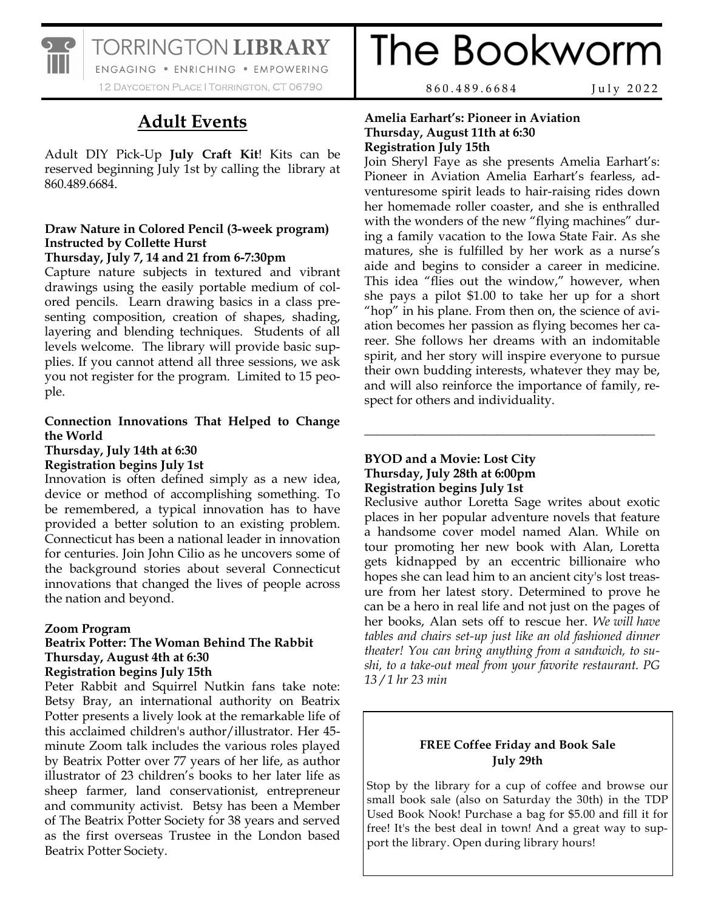TORRINGTON **LIBRARY**

ENGAGING • ENRICHING • EMPOWERING

12 Daycoeton Place | Torrington, CT 06790

# The Bookworm

860.489.6684 July 2022

## Adult Events

Adult DIY Pick-Up **July Craft Kit**! Kits can be reserved beginning July 1st by calling the library at 860.489.6684.

**Draw Nature in Colored Pencil (3-week program)**
**Instructed by Collette Hurst**
**Thursday, July 7, 14 and 21 from 6-7:30pm**

Capture nature subjects in textured and vibrant drawings using the easily portable medium of colored pencils. Learn drawing basics in a class presenting composition, creation of shapes, shading, layering and blending techniques. Students of all levels welcome. The library will provide basic supplies. If you cannot attend all three sessions, we ask you not register for the program. Limited to 15 people.

**Connection Innovations That Helped to Change the World**
**Thursday, July 14th at 6:30**
**Registration begins July 1st**

Innovation is often defined simply as a new idea, device or method of accomplishing something. To be remembered, a typical innovation has to have provided a better solution to an existing problem. Connecticut has been a national leader in innovation for centuries. Join John Cilio as he uncovers some of the background stories about several Connecticut innovations that changed the lives of people across the nation and beyond.

**Zoom Program**
**Beatrix Potter: The Woman Behind The Rabbit**
**Thursday, August 4th at 6:30**
**Registration begins July 15th**

Peter Rabbit and Squirrel Nutkin fans take note: Betsy Bray, an international authority on Beatrix Potter presents a lively look at the remarkable life of this acclaimed children's author/illustrator. Her 45-minute Zoom talk includes the various roles played by Beatrix Potter over 77 years of her life, as author illustrator of 23 children's books to her later life as sheep farmer, land conservationist, entrepreneur and community activist. Betsy has been a Member of The Beatrix Potter Society for 38 years and served as the first overseas Trustee in the London based Beatrix Potter Society.

**Amelia Earhart's: Pioneer in Aviation**
**Thursday, August 11th at 6:30**
**Registration July 15th**

Join Sheryl Faye as she presents Amelia Earhart's: Pioneer in Aviation Amelia Earhart's fearless, adventuresome spirit leads to hair-raising rides down her homemade roller coaster, and she is enthralled with the wonders of the new "flying machines" during a family vacation to the Iowa State Fair. As she matures, she is fulfilled by her work as a nurse's aide and begins to consider a career in medicine. This idea "flies out the window," however, when she pays a pilot $1.00 to take her up for a short "hop" in his plane. From then on, the science of aviation becomes her passion as flying becomes her career. She follows her dreams with an indomitable spirit, and her story will inspire everyone to pursue their own budding interests, whatever they may be, and will also reinforce the importance of family, respect for others and individuality.

---

**BYOD and a Movie: Lost City**
**Thursday, July 28th at 6:00pm**
**Registration begins July 1st**

Reclusive author Loretta Sage writes about exotic places in her popular adventure novels that feature a handsome cover model named Alan. While on tour promoting her new book with Alan, Loretta gets kidnapped by an eccentric billionaire who hopes she can lead him to an ancient city's lost treasure from her latest story. Determined to prove he can be a hero in real life and not just on the pages of her books, Alan sets off to rescue her. *We will have tables and chairs set-up just like an old fashioned dinner theater! You can bring anything from a sandwich, to sushi, to a take-out meal from your favorite restaurant. PG 13 / 1 hr 23 min*

**FREE Coffee Friday and Book Sale**
**July 29th**

Stop by the library for a cup of coffee and browse our small book sale (also on Saturday the 30th) in the TDP Used Book Nook! Purchase a bag for $5.00 and fill it for free! It's the best deal in town! And a great way to support the library. Open during library hours!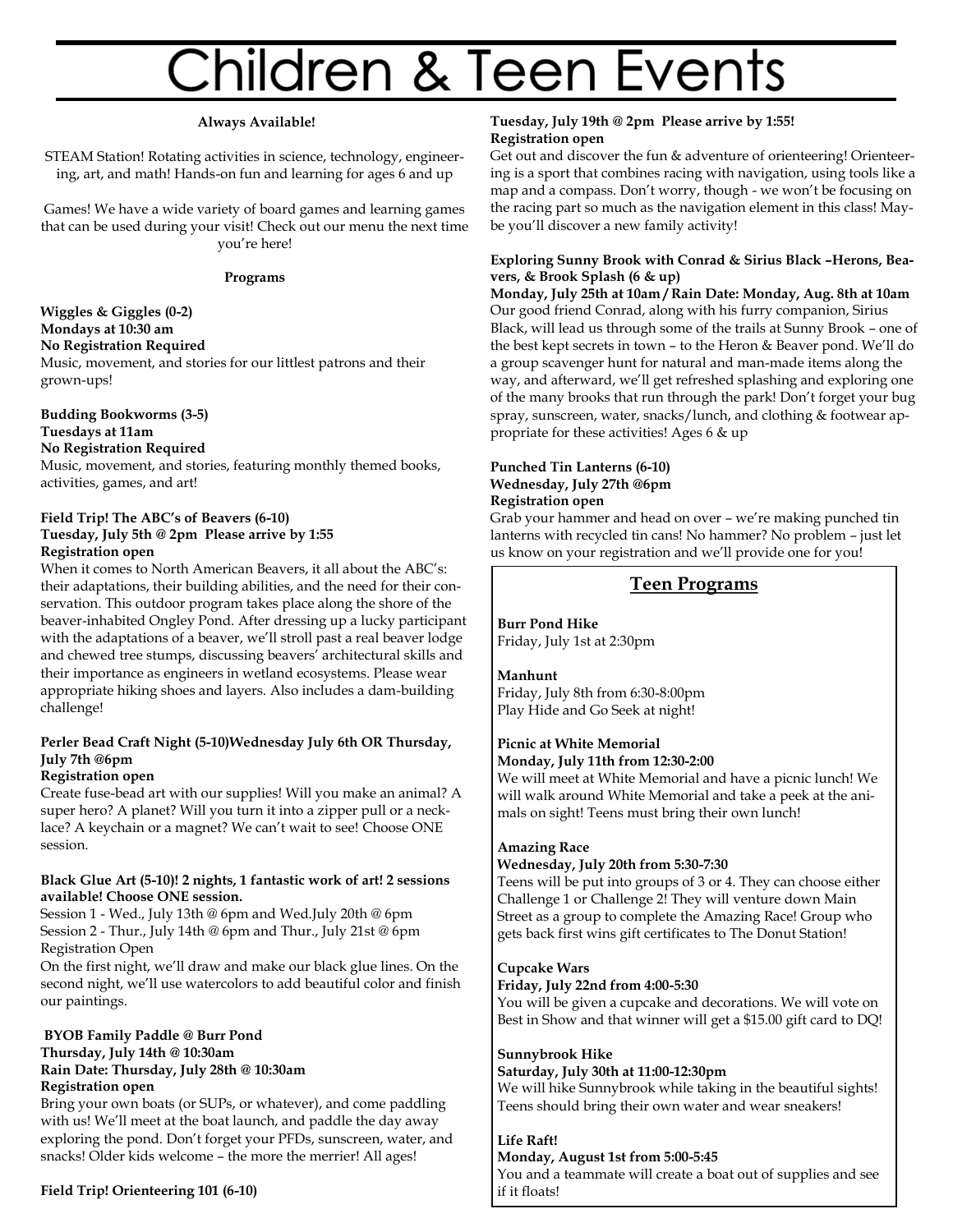# Children & Teen Events

**Always Available!**

STEAM Station! Rotating activities in science, technology, engineering, art, and math! Hands-on fun and learning for ages 6 and up

Games! We have a wide variety of board games and learning games that can be used during your visit! Check out our menu the next time you're here!

**Programs**

**Wiggles & Giggles (0-2)**
**Mondays at 10:30 am**
**No Registration Required**
Music, movement, and stories for our littlest patrons and their grown-ups!

**Budding Bookworms (3-5)**
**Tuesdays at 11am**
**No Registration Required**
Music, movement, and stories, featuring monthly themed books, activities, games, and art!

**Field Trip! The ABC's of Beavers (6-10)**
**Tuesday, July 5th @ 2pm Please arrive by 1:55**
**Registration open**
When it comes to North American Beavers, it all about the ABC's: their adaptations, their building abilities, and the need for their conservation. This outdoor program takes place along the shore of the beaver-inhabited Ongley Pond. After dressing up a lucky participant with the adaptations of a beaver, we'll stroll past a real beaver lodge and chewed tree stumps, discussing beavers' architectural skills and their importance as engineers in wetland ecosystems. Please wear appropriate hiking shoes and layers. Also includes a dam-building challenge!

**Perler Bead Craft Night (5-10)Wednesday July 6th OR Thursday, July 7th @6pm**
**Registration open**
Create fuse-bead art with our supplies! Will you make an animal? A super hero? A planet? Will you turn it into a zipper pull or a necklace? A keychain or a magnet? We can't wait to see! Choose ONE session.

**Black Glue Art (5-10)! 2 nights, 1 fantastic work of art! 2 sessions available! Choose ONE session.**
Session 1 - Wed., July 13th @ 6pm and Wed.July 20th @ 6pm
Session 2 - Thur., July 14th @ 6pm and Thur., July 21st @ 6pm
Registration Open
On the first night, we'll draw and make our black glue lines. On the second night, we'll use watercolors to add beautiful color and finish our paintings.

**BYOB Family Paddle @ Burr Pond**
**Thursday, July 14th @ 10:30am**
**Rain Date: Thursday, July 28th @ 10:30am**
**Registration open**
Bring your own boats (or SUPs, or whatever), and come paddling with us! We'll meet at the boat launch, and paddle the day away exploring the pond. Don't forget your PFDs, sunscreen, water, and snacks! Older kids welcome – the more the merrier! All ages!

**Field Trip! Orienteering 101 (6-10)**
**Tuesday, July 19th @ 2pm Please arrive by 1:55!**
**Registration open**
Get out and discover the fun & adventure of orienteering! Orienteering is a sport that combines racing with navigation, using tools like a map and a compass. Don't worry, though - we won't be focusing on the racing part so much as the navigation element in this class! Maybe you'll discover a new family activity!

**Exploring Sunny Brook with Conrad & Sirius Black –Herons, Beavers, & Brook Splash (6 & up)**
**Monday, July 25th at 10am / Rain Date: Monday, Aug. 8th at 10am**
Our good friend Conrad, along with his furry companion, Sirius Black, will lead us through some of the trails at Sunny Brook – one of the best kept secrets in town – to the Heron & Beaver pond. We'll do a group scavenger hunt for natural and man-made items along the way, and afterward, we'll get refreshed splashing and exploring one of the many brooks that run through the park! Don't forget your bug spray, sunscreen, water, snacks/lunch, and clothing & footwear appropriate for these activities! Ages 6 & up

**Punched Tin Lanterns (6-10)**
**Wednesday, July 27th @6pm**
**Registration open**
Grab your hammer and head on over – we're making punched tin lanterns with recycled tin cans! No hammer? No problem – just let us know on your registration and we'll provide one for you!

## Teen Programs

**Burr Pond Hike**
Friday, July 1st at 2:30pm

**Manhunt**
Friday, July 8th from 6:30-8:00pm
Play Hide and Go Seek at night!

**Picnic at White Memorial**
**Monday, July 11th from 12:30-2:00**
We will meet at White Memorial and have a picnic lunch! We will walk around White Memorial and take a peek at the animals on sight! Teens must bring their own lunch!

**Amazing Race**
**Wednesday, July 20th from 5:30-7:30**
Teens will be put into groups of 3 or 4. They can choose either Challenge 1 or Challenge 2! They will venture down Main Street as a group to complete the Amazing Race! Group who gets back first wins gift certificates to The Donut Station!

**Cupcake Wars**
**Friday, July 22nd from 4:00-5:30**
You will be given a cupcake and decorations. We will vote on Best in Show and that winner will get a $15.00 gift card to DQ!

**Sunnybrook Hike**
**Saturday, July 30th at 11:00-12:30pm**
We will hike Sunnybrook while taking in the beautiful sights! Teens should bring their own water and wear sneakers!

**Life Raft!**
**Monday, August 1st from 5:00-5:45**
You and a teammate will create a boat out of supplies and see if it floats!